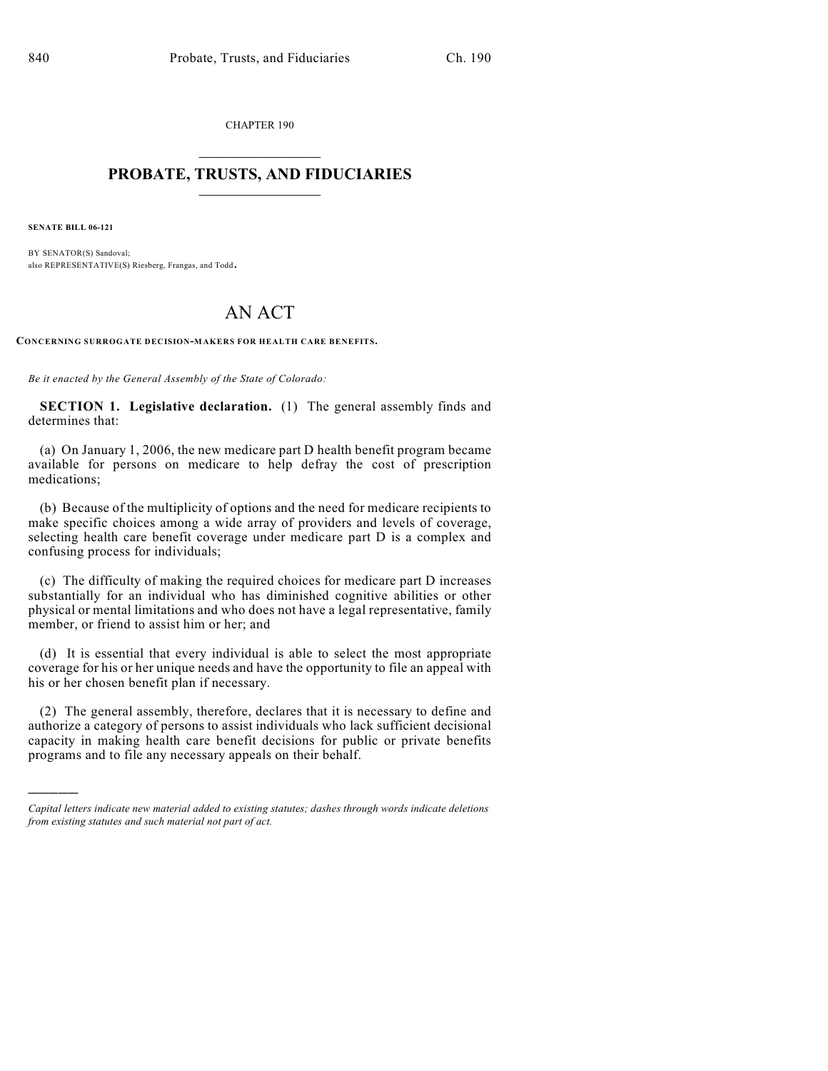CHAPTER 190

# PROBATE, TRUSTS, AND FIDUCIARIES

**SENATE BILL 06-121**

BY SENATOR(S) Sandoval;
also REPRESENTATIVE(S) Riesberg, Frangas, and Todd.

# AN ACT

**CONCERNING SURROGATE DECISION-MAKERS FOR HEALTH CARE BENEFITS.**

*Be it enacted by the General Assembly of the State of Colorado:*

**SECTION 1. Legislative declaration.** (1) The general assembly finds and determines that:

(a) On January 1, 2006, the new medicare part D health benefit program became available for persons on medicare to help defray the cost of prescription medications;

(b) Because of the multiplicity of options and the need for medicare recipients to make specific choices among a wide array of providers and levels of coverage, selecting health care benefit coverage under medicare part D is a complex and confusing process for individuals;

(c) The difficulty of making the required choices for medicare part D increases substantially for an individual who has diminished cognitive abilities or other physical or mental limitations and who does not have a legal representative, family member, or friend to assist him or her; and

(d) It is essential that every individual is able to select the most appropriate coverage for his or her unique needs and have the opportunity to file an appeal with his or her chosen benefit plan if necessary.

(2) The general assembly, therefore, declares that it is necessary to define and authorize a category of persons to assist individuals who lack sufficient decisional capacity in making health care benefit decisions for public or private benefits programs and to file any necessary appeals on their behalf.

---

*Capital letters indicate new material added to existing statutes; dashes through words indicate deletions from existing statutes and such material not part of act.*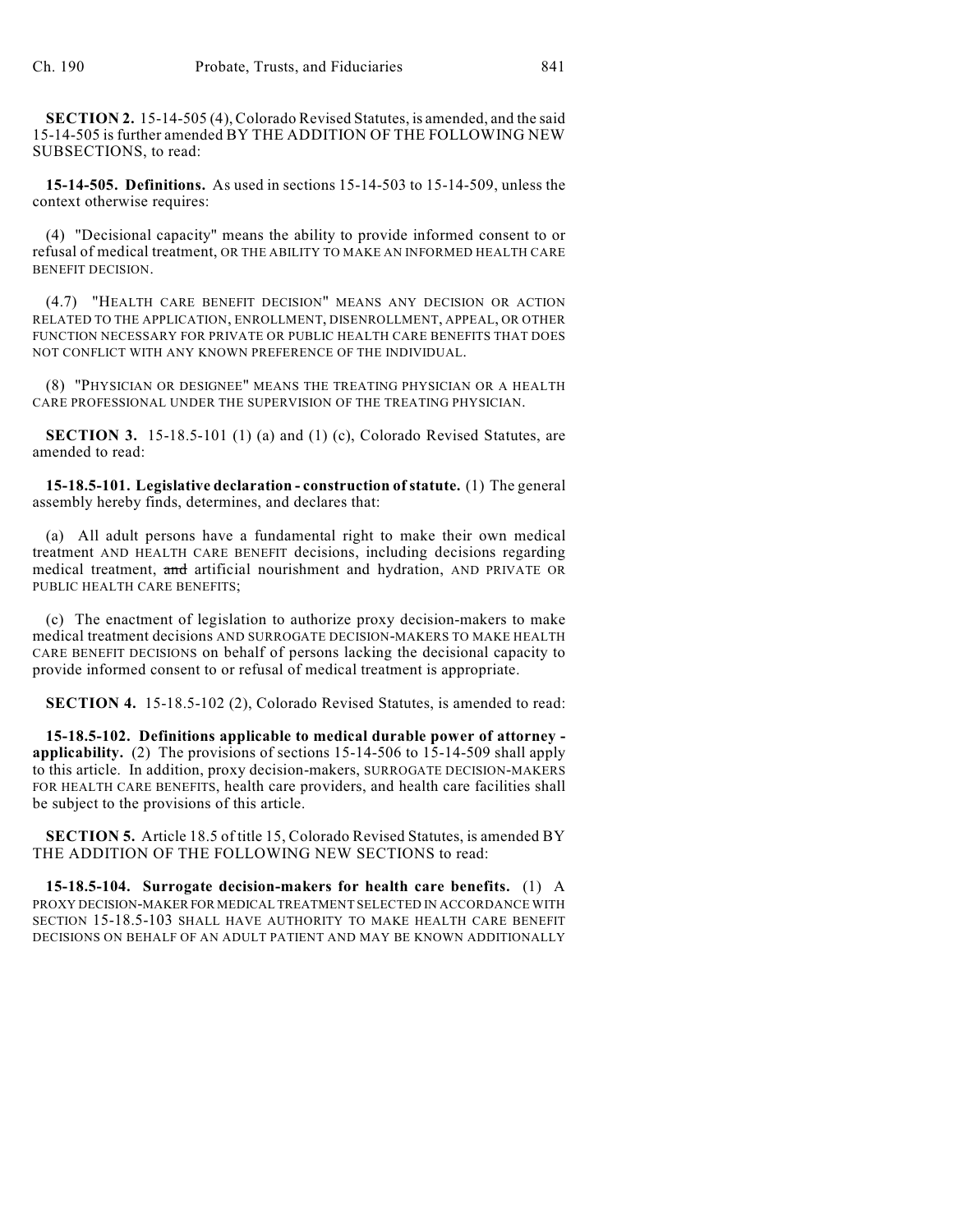**SECTION 2.** 15-14-505 (4), Colorado Revised Statutes, is amended, and the said 15-14-505 is further amended BY THE ADDITION OF THE FOLLOWING NEW SUBSECTIONS, to read:

**15-14-505. Definitions.** As used in sections 15-14-503 to 15-14-509, unless the context otherwise requires:

(4) "Decisional capacity" means the ability to provide informed consent to or refusal of medical treatment, OR THE ABILITY TO MAKE AN INFORMED HEALTH CARE BENEFIT DECISION.

(4.7) "HEALTH CARE BENEFIT DECISION" MEANS ANY DECISION OR ACTION RELATED TO THE APPLICATION, ENROLLMENT, DISENROLLMENT, APPEAL, OR OTHER FUNCTION NECESSARY FOR PRIVATE OR PUBLIC HEALTH CARE BENEFITS THAT DOES NOT CONFLICT WITH ANY KNOWN PREFERENCE OF THE INDIVIDUAL.

(8) "PHYSICIAN OR DESIGNEE" MEANS THE TREATING PHYSICIAN OR A HEALTH CARE PROFESSIONAL UNDER THE SUPERVISION OF THE TREATING PHYSICIAN.

**SECTION 3.** 15-18.5-101 (1) (a) and (1) (c), Colorado Revised Statutes, are amended to read:

**15-18.5-101. Legislative declaration - construction of statute.** (1) The general assembly hereby finds, determines, and declares that:

(a) All adult persons have a fundamental right to make their own medical treatment AND HEALTH CARE BENEFIT decisions, including decisions regarding medical treatment, ~~and~~ artificial nourishment and hydration, AND PRIVATE OR PUBLIC HEALTH CARE BENEFITS;

(c) The enactment of legislation to authorize proxy decision-makers to make medical treatment decisions AND SURROGATE DECISION-MAKERS TO MAKE HEALTH CARE BENEFIT DECISIONS on behalf of persons lacking the decisional capacity to provide informed consent to or refusal of medical treatment is appropriate.

**SECTION 4.** 15-18.5-102 (2), Colorado Revised Statutes, is amended to read:

**15-18.5-102. Definitions applicable to medical durable power of attorney - applicability.** (2) The provisions of sections 15-14-506 to 15-14-509 shall apply to this article. In addition, proxy decision-makers, SURROGATE DECISION-MAKERS FOR HEALTH CARE BENEFITS, health care providers, and health care facilities shall be subject to the provisions of this article.

**SECTION 5.** Article 18.5 of title 15, Colorado Revised Statutes, is amended BY THE ADDITION OF THE FOLLOWING NEW SECTIONS to read:

**15-18.5-104. Surrogate decision-makers for health care benefits.** (1) A PROXY DECISION-MAKER FOR MEDICAL TREATMENT SELECTED IN ACCORDANCE WITH SECTION 15-18.5-103 SHALL HAVE AUTHORITY TO MAKE HEALTH CARE BENEFIT DECISIONS ON BEHALF OF AN ADULT PATIENT AND MAY BE KNOWN ADDITIONALLY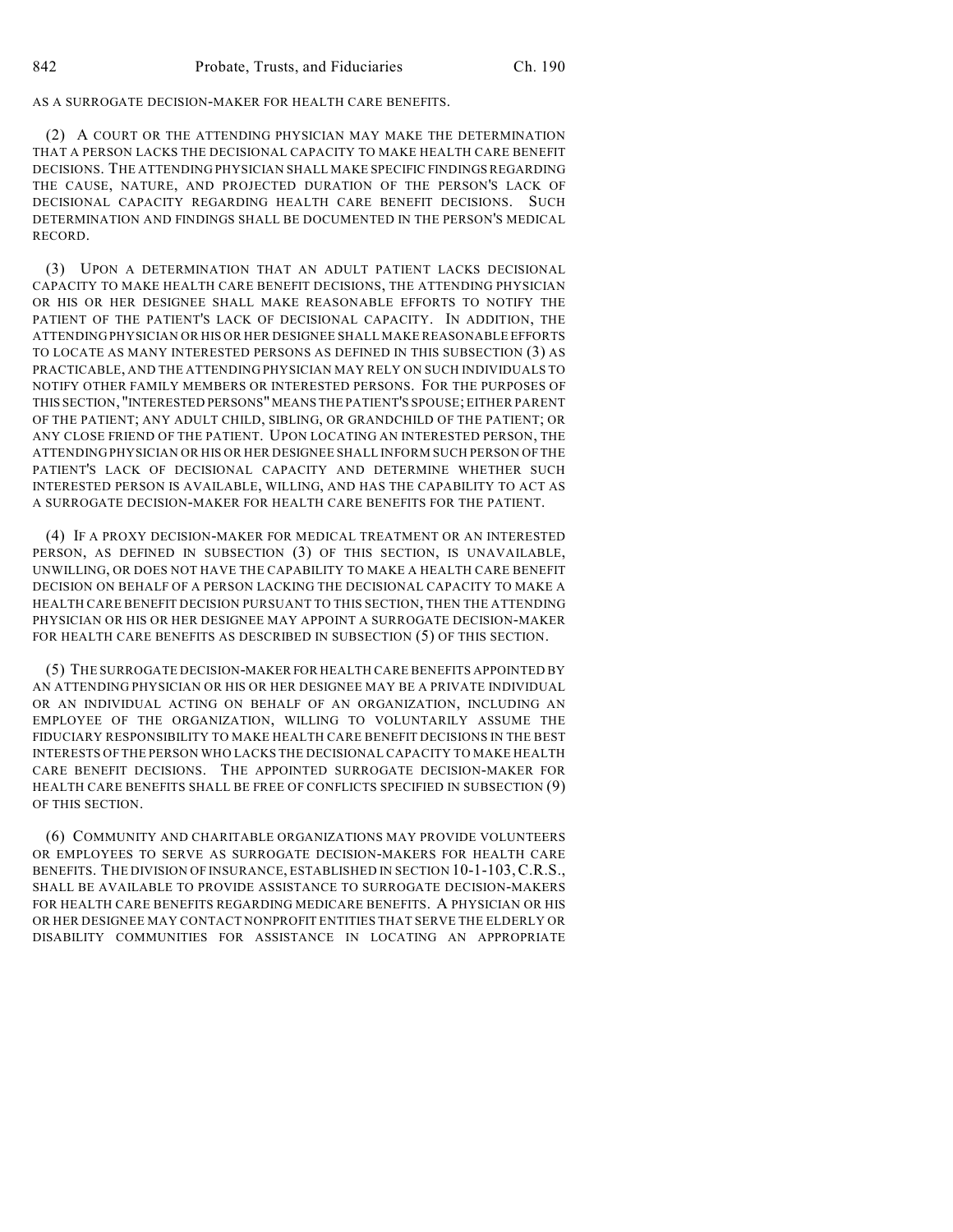AS A SURROGATE DECISION-MAKER FOR HEALTH CARE BENEFITS.

(2) A COURT OR THE ATTENDING PHYSICIAN MAY MAKE THE DETERMINATION THAT A PERSON LACKS THE DECISIONAL CAPACITY TO MAKE HEALTH CARE BENEFIT DECISIONS. THE ATTENDING PHYSICIAN SHALL MAKE SPECIFIC FINDINGS REGARDING THE CAUSE, NATURE, AND PROJECTED DURATION OF THE PERSON'S LACK OF DECISIONAL CAPACITY REGARDING HEALTH CARE BENEFIT DECISIONS. SUCH DETERMINATION AND FINDINGS SHALL BE DOCUMENTED IN THE PERSON'S MEDICAL RECORD.

(3) UPON A DETERMINATION THAT AN ADULT PATIENT LACKS DECISIONAL CAPACITY TO MAKE HEALTH CARE BENEFIT DECISIONS, THE ATTENDING PHYSICIAN OR HIS OR HER DESIGNEE SHALL MAKE REASONABLE EFFORTS TO NOTIFY THE PATIENT OF THE PATIENT'S LACK OF DECISIONAL CAPACITY. IN ADDITION, THE ATTENDING PHYSICIAN OR HIS OR HER DESIGNEE SHALL MAKE REASONABLE EFFORTS TO LOCATE AS MANY INTERESTED PERSONS AS DEFINED IN THIS SUBSECTION (3) AS PRACTICABLE, AND THE ATTENDING PHYSICIAN MAY RELY ON SUCH INDIVIDUALS TO NOTIFY OTHER FAMILY MEMBERS OR INTERESTED PERSONS. FOR THE PURPOSES OF THIS SECTION, "INTERESTED PERSONS" MEANS THE PATIENT'S SPOUSE; EITHER PARENT OF THE PATIENT; ANY ADULT CHILD, SIBLING, OR GRANDCHILD OF THE PATIENT; OR ANY CLOSE FRIEND OF THE PATIENT. UPON LOCATING AN INTERESTED PERSON, THE ATTENDING PHYSICIAN OR HIS OR HER DESIGNEE SHALL INFORM SUCH PERSON OF THE PATIENT'S LACK OF DECISIONAL CAPACITY AND DETERMINE WHETHER SUCH INTERESTED PERSON IS AVAILABLE, WILLING, AND HAS THE CAPABILITY TO ACT AS A SURROGATE DECISION-MAKER FOR HEALTH CARE BENEFITS FOR THE PATIENT.

(4) IF A PROXY DECISION-MAKER FOR MEDICAL TREATMENT OR AN INTERESTED PERSON, AS DEFINED IN SUBSECTION (3) OF THIS SECTION, IS UNAVAILABLE, UNWILLING, OR DOES NOT HAVE THE CAPABILITY TO MAKE A HEALTH CARE BENEFIT DECISION ON BEHALF OF A PERSON LACKING THE DECISIONAL CAPACITY TO MAKE A HEALTH CARE BENEFIT DECISION PURSUANT TO THIS SECTION, THEN THE ATTENDING PHYSICIAN OR HIS OR HER DESIGNEE MAY APPOINT A SURROGATE DECISION-MAKER FOR HEALTH CARE BENEFITS AS DESCRIBED IN SUBSECTION (5) OF THIS SECTION.

(5) THE SURROGATE DECISION-MAKER FOR HEALTH CARE BENEFITS APPOINTED BY AN ATTENDING PHYSICIAN OR HIS OR HER DESIGNEE MAY BE A PRIVATE INDIVIDUAL OR AN INDIVIDUAL ACTING ON BEHALF OF AN ORGANIZATION, INCLUDING AN EMPLOYEE OF THE ORGANIZATION, WILLING TO VOLUNTARILY ASSUME THE FIDUCIARY RESPONSIBILITY TO MAKE HEALTH CARE BENEFIT DECISIONS IN THE BEST INTERESTS OF THE PERSON WHO LACKS THE DECISIONAL CAPACITY TO MAKE HEALTH CARE BENEFIT DECISIONS. THE APPOINTED SURROGATE DECISION-MAKER FOR HEALTH CARE BENEFITS SHALL BE FREE OF CONFLICTS SPECIFIED IN SUBSECTION (9) OF THIS SECTION.

(6) COMMUNITY AND CHARITABLE ORGANIZATIONS MAY PROVIDE VOLUNTEERS OR EMPLOYEES TO SERVE AS SURROGATE DECISION-MAKERS FOR HEALTH CARE BENEFITS. THE DIVISION OF INSURANCE, ESTABLISHED IN SECTION 10-1-103, C.R.S., SHALL BE AVAILABLE TO PROVIDE ASSISTANCE TO SURROGATE DECISION-MAKERS FOR HEALTH CARE BENEFITS REGARDING MEDICARE BENEFITS. A PHYSICIAN OR HIS OR HER DESIGNEE MAY CONTACT NONPROFIT ENTITIES THAT SERVE THE ELDERLY OR DISABILITY COMMUNITIES FOR ASSISTANCE IN LOCATING AN APPROPRIATE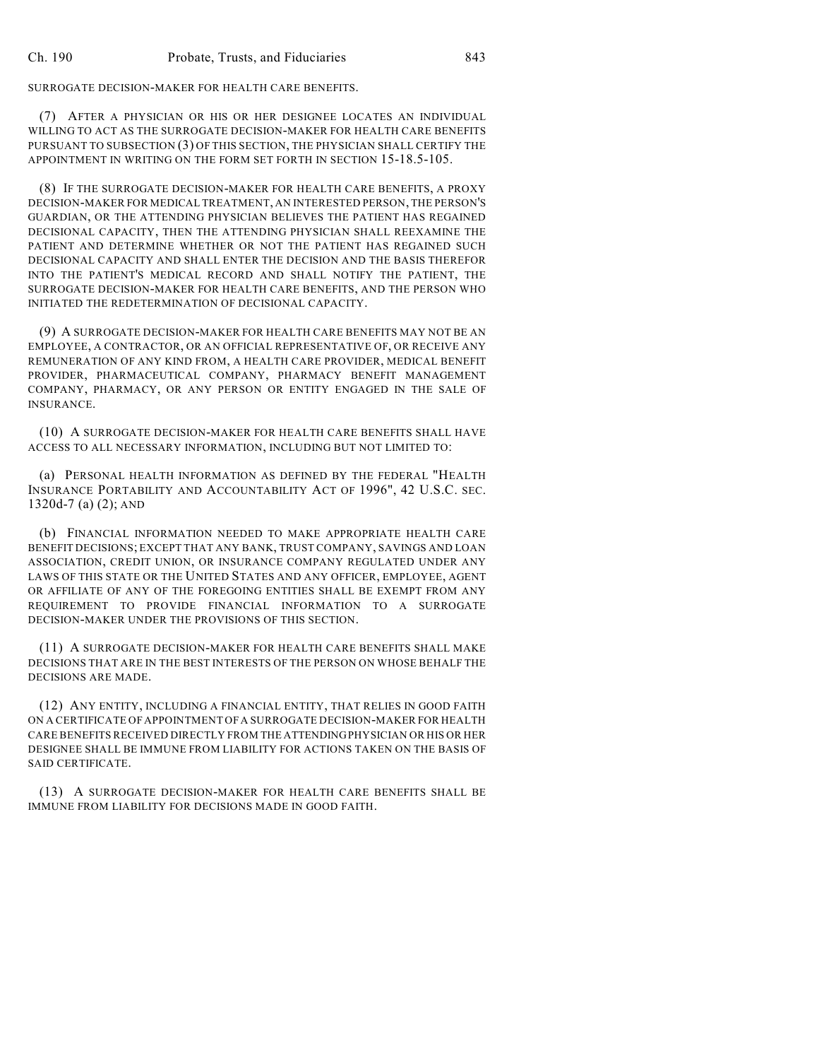SURROGATE DECISION-MAKER FOR HEALTH CARE BENEFITS.

(7) AFTER A PHYSICIAN OR HIS OR HER DESIGNEE LOCATES AN INDIVIDUAL WILLING TO ACT AS THE SURROGATE DECISION-MAKER FOR HEALTH CARE BENEFITS PURSUANT TO SUBSECTION (3) OF THIS SECTION, THE PHYSICIAN SHALL CERTIFY THE APPOINTMENT IN WRITING ON THE FORM SET FORTH IN SECTION 15-18.5-105.

(8) IF THE SURROGATE DECISION-MAKER FOR HEALTH CARE BENEFITS, A PROXY DECISION-MAKER FOR MEDICAL TREATMENT, AN INTERESTED PERSON, THE PERSON'S GUARDIAN, OR THE ATTENDING PHYSICIAN BELIEVES THE PATIENT HAS REGAINED DECISIONAL CAPACITY, THEN THE ATTENDING PHYSICIAN SHALL REEXAMINE THE PATIENT AND DETERMINE WHETHER OR NOT THE PATIENT HAS REGAINED SUCH DECISIONAL CAPACITY AND SHALL ENTER THE DECISION AND THE BASIS THEREFOR INTO THE PATIENT'S MEDICAL RECORD AND SHALL NOTIFY THE PATIENT, THE SURROGATE DECISION-MAKER FOR HEALTH CARE BENEFITS, AND THE PERSON WHO INITIATED THE REDETERMINATION OF DECISIONAL CAPACITY.

(9) A SURROGATE DECISION-MAKER FOR HEALTH CARE BENEFITS MAY NOT BE AN EMPLOYEE, A CONTRACTOR, OR AN OFFICIAL REPRESENTATIVE OF, OR RECEIVE ANY REMUNERATION OF ANY KIND FROM, A HEALTH CARE PROVIDER, MEDICAL BENEFIT PROVIDER, PHARMACEUTICAL COMPANY, PHARMACY BENEFIT MANAGEMENT COMPANY, PHARMACY, OR ANY PERSON OR ENTITY ENGAGED IN THE SALE OF INSURANCE.

(10) A SURROGATE DECISION-MAKER FOR HEALTH CARE BENEFITS SHALL HAVE ACCESS TO ALL NECESSARY INFORMATION, INCLUDING BUT NOT LIMITED TO:

(a) PERSONAL HEALTH INFORMATION AS DEFINED BY THE FEDERAL "HEALTH INSURANCE PORTABILITY AND ACCOUNTABILITY ACT OF 1996", 42 U.S.C. SEC. 1320d-7 (a) (2); AND

(b) FINANCIAL INFORMATION NEEDED TO MAKE APPROPRIATE HEALTH CARE BENEFIT DECISIONS; EXCEPT THAT ANY BANK, TRUST COMPANY, SAVINGS AND LOAN ASSOCIATION, CREDIT UNION, OR INSURANCE COMPANY REGULATED UNDER ANY LAWS OF THIS STATE OR THE UNITED STATES AND ANY OFFICER, EMPLOYEE, AGENT OR AFFILIATE OF ANY OF THE FOREGOING ENTITIES SHALL BE EXEMPT FROM ANY REQUIREMENT TO PROVIDE FINANCIAL INFORMATION TO A SURROGATE DECISION-MAKER UNDER THE PROVISIONS OF THIS SECTION.

(11) A SURROGATE DECISION-MAKER FOR HEALTH CARE BENEFITS SHALL MAKE DECISIONS THAT ARE IN THE BEST INTERESTS OF THE PERSON ON WHOSE BEHALF THE DECISIONS ARE MADE.

(12) ANY ENTITY, INCLUDING A FINANCIAL ENTITY, THAT RELIES IN GOOD FAITH ON A CERTIFICATE OF APPOINTMENT OF A SURROGATE DECISION-MAKER FOR HEALTH CARE BENEFITS RECEIVED DIRECTLY FROM THE ATTENDING PHYSICIAN OR HIS OR HER DESIGNEE SHALL BE IMMUNE FROM LIABILITY FOR ACTIONS TAKEN ON THE BASIS OF SAID CERTIFICATE.

(13) A SURROGATE DECISION-MAKER FOR HEALTH CARE BENEFITS SHALL BE IMMUNE FROM LIABILITY FOR DECISIONS MADE IN GOOD FAITH.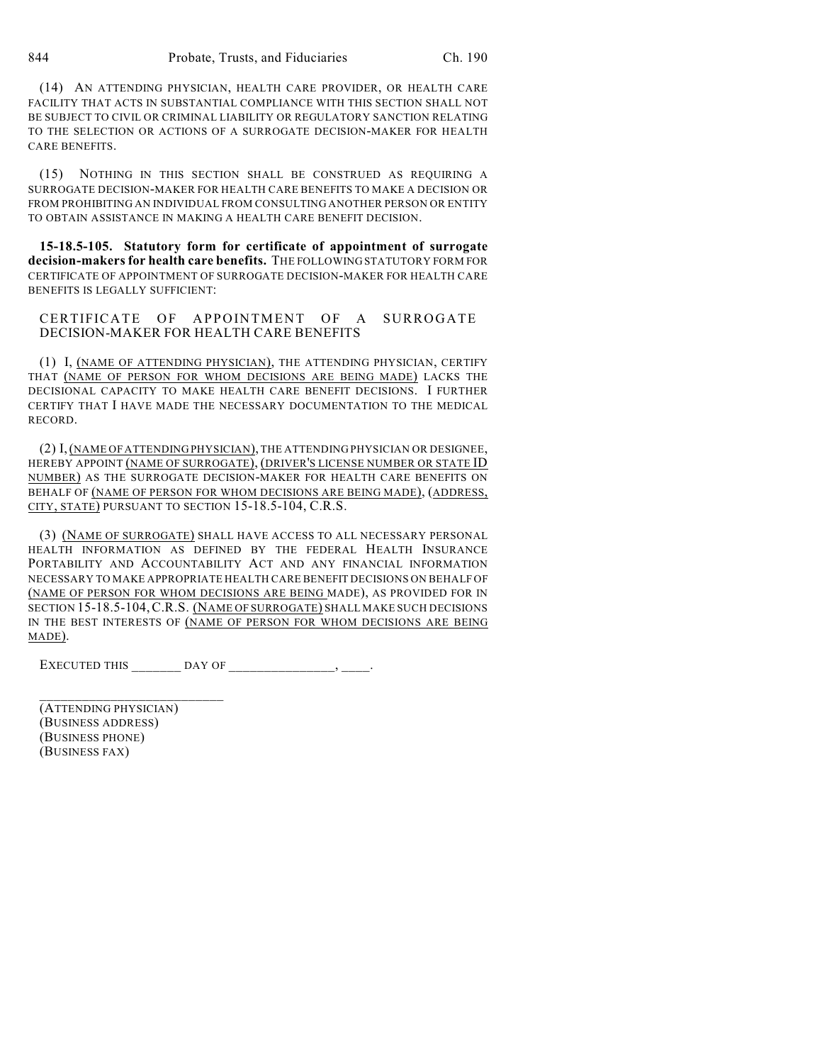(14) AN ATTENDING PHYSICIAN, HEALTH CARE PROVIDER, OR HEALTH CARE FACILITY THAT ACTS IN SUBSTANTIAL COMPLIANCE WITH THIS SECTION SHALL NOT BE SUBJECT TO CIVIL OR CRIMINAL LIABILITY OR REGULATORY SANCTION RELATING TO THE SELECTION OR ACTIONS OF A SURROGATE DECISION-MAKER FOR HEALTH CARE BENEFITS.

(15) NOTHING IN THIS SECTION SHALL BE CONSTRUED AS REQUIRING A SURROGATE DECISION-MAKER FOR HEALTH CARE BENEFITS TO MAKE A DECISION OR FROM PROHIBITING AN INDIVIDUAL FROM CONSULTING ANOTHER PERSON OR ENTITY TO OBTAIN ASSISTANCE IN MAKING A HEALTH CARE BENEFIT DECISION.

**15-18.5-105. Statutory form for certificate of appointment of surrogate decision-makers for health care benefits.** THE FOLLOWING STATUTORY FORM FOR CERTIFICATE OF APPOINTMENT OF SURROGATE DECISION-MAKER FOR HEALTH CARE BENEFITS IS LEGALLY SUFFICIENT:

CERTIFICATE OF APPOINTMENT OF A SURROGATE DECISION-MAKER FOR HEALTH CARE BENEFITS

(1) I, (NAME OF ATTENDING PHYSICIAN), THE ATTENDING PHYSICIAN, CERTIFY THAT (NAME OF PERSON FOR WHOM DECISIONS ARE BEING MADE) LACKS THE DECISIONAL CAPACITY TO MAKE HEALTH CARE BENEFIT DECISIONS. I FURTHER CERTIFY THAT I HAVE MADE THE NECESSARY DOCUMENTATION TO THE MEDICAL RECORD.

(2) I, (NAME OF ATTENDING PHYSICIAN), THE ATTENDING PHYSICIAN OR DESIGNEE, HEREBY APPOINT (NAME OF SURROGATE), (DRIVER'S LICENSE NUMBER OR STATE ID NUMBER) AS THE SURROGATE DECISION-MAKER FOR HEALTH CARE BENEFITS ON BEHALF OF (NAME OF PERSON FOR WHOM DECISIONS ARE BEING MADE), (ADDRESS, CITY, STATE) PURSUANT TO SECTION 15-18.5-104, C.R.S.

(3) (NAME OF SURROGATE) SHALL HAVE ACCESS TO ALL NECESSARY PERSONAL HEALTH INFORMATION AS DEFINED BY THE FEDERAL HEALTH INSURANCE PORTABILITY AND ACCOUNTABILITY ACT AND ANY FINANCIAL INFORMATION NECESSARY TO MAKE APPROPRIATE HEALTH CARE BENEFIT DECISIONS ON BEHALF OF (NAME OF PERSON FOR WHOM DECISIONS ARE BEING MADE), AS PROVIDED FOR IN SECTION 15-18.5-104, C.R.S. (NAME OF SURROGATE) SHALL MAKE SUCH DECISIONS IN THE BEST INTERESTS OF (NAME OF PERSON FOR WHOM DECISIONS ARE BEING MADE).

EXECUTED THIS ________ DAY OF ________________, _____.

___________________________
(ATTENDING PHYSICIAN)
(BUSINESS ADDRESS)
(BUSINESS PHONE)
(BUSINESS FAX)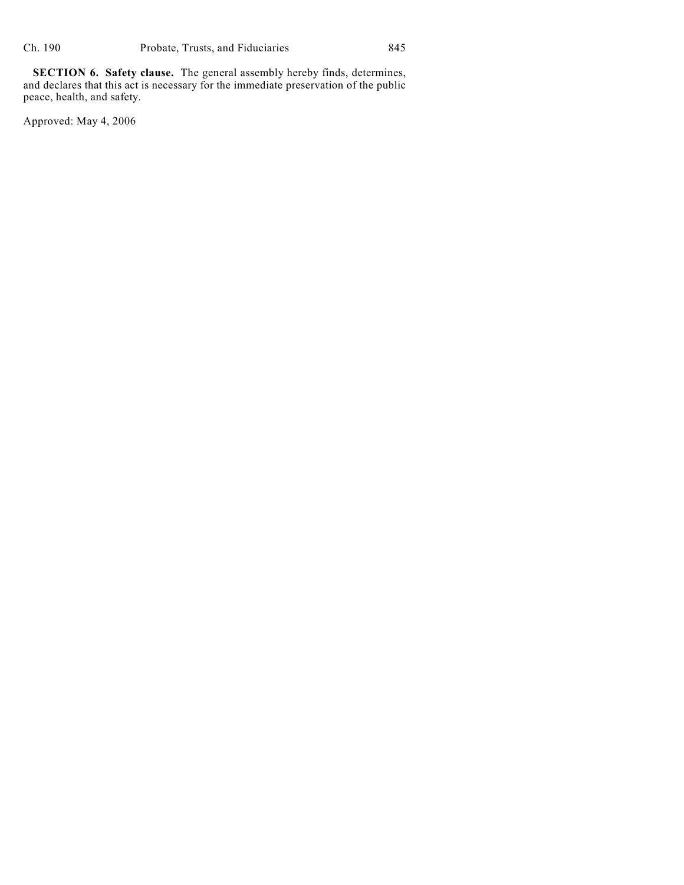**SECTION 6. Safety clause.** The general assembly hereby finds, determines, and declares that this act is necessary for the immediate preservation of the public peace, health, and safety.

Approved: May 4, 2006